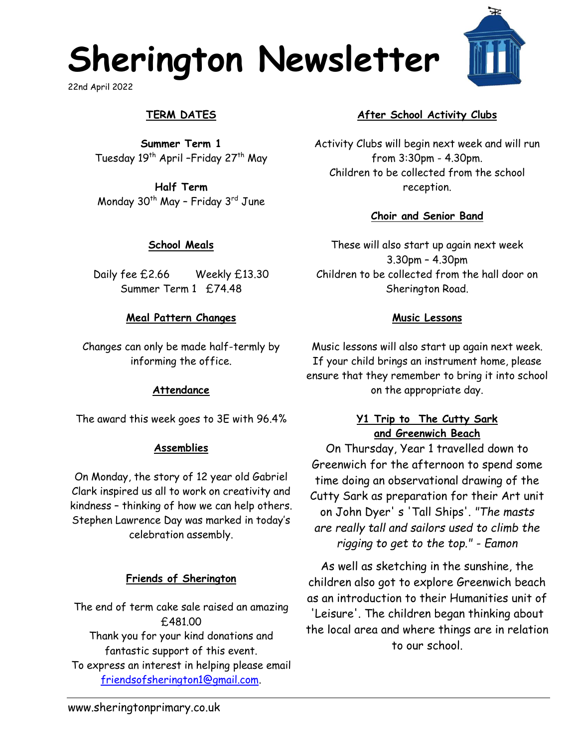# Sherington Newsletter

22nd April 2022

## TERM DATES

**Summer Term 1**
Tuesday 19th April –Friday 27th May

**Half Term**
Monday 30th May – Friday 3rd June

## School Meals

Daily fee £2.66     Weekly £13.30
Summer Term 1  £74.48

## Meal Pattern Changes

Changes can only be made half-termly by informing the office.

## Attendance

The award this week goes to 3E with 96.4%

## Assemblies

On Monday, the story of 12 year old Gabriel Clark inspired us all to work on creativity and kindness – thinking of how we can help others. Stephen Lawrence Day was marked in today's celebration assembly.

## Friends of Sherington

The end of term cake sale raised an amazing £481.00
Thank you for your kind donations and fantastic support of this event.
To express an interest in helping please email friendsofsherington1@gmail.com.

## After School Activity Clubs

Activity Clubs will begin next week and will run from 3:30pm - 4.30pm.
Children to be collected from the school reception.

## Choir and Senior Band

These will also start up again next week
3.30pm – 4.30pm
Children to be collected from the hall door on Sherington Road.

## Music Lessons

Music lessons will also start up again next week. If your child brings an instrument home, please ensure that they remember to bring it into school on the appropriate day.

## Y1 Trip to The Cutty Sark and Greenwich Beach

On Thursday, Year 1 travelled down to Greenwich for the afternoon to spend some time doing an observational drawing of the Cutty Sark as preparation for their Art unit on John Dyer' s 'Tall Ships'. *"The masts are really tall and sailors used to climb the rigging to get to the top." - Eamon*

As well as sketching in the sunshine, the children also got to explore Greenwich beach as an introduction to their Humanities unit of 'Leisure'. The children began thinking about the local area and where things are in relation to our school.

www.sheringtonprimary.co.uk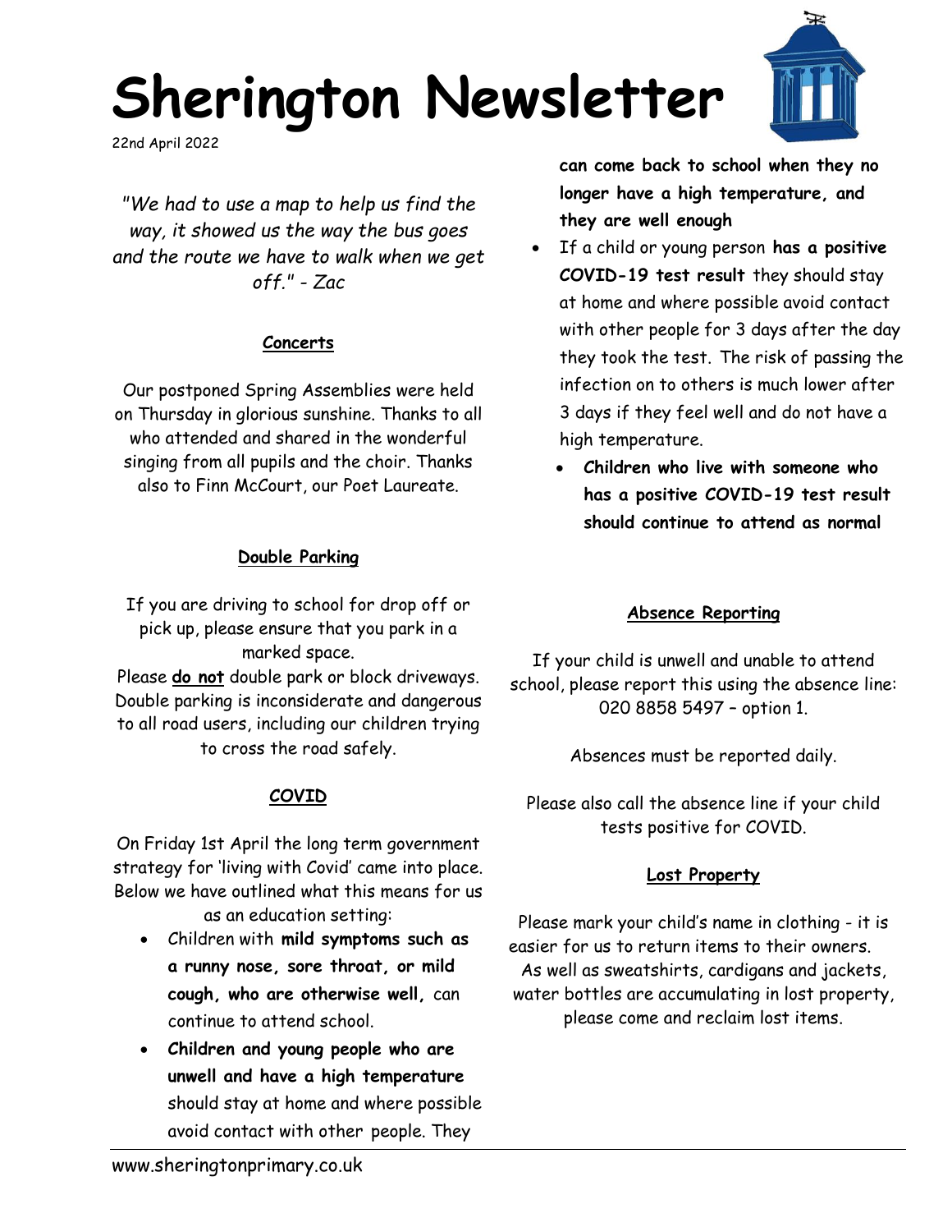# Sherington Newsletter

22nd April 2022

*"We had to use a map to help us find the way, it showed us the way the bus goes and the route we have to walk when we get off." - Zac*

## Concerts

Our postponed Spring Assemblies were held on Thursday in glorious sunshine. Thanks to all who attended and shared in the wonderful singing from all pupils and the choir. Thanks also to Finn McCourt, our Poet Laureate.

## Double Parking

If you are driving to school for drop off or pick up, please ensure that you park in a marked space.

Please **do not** double park or block driveways. Double parking is inconsiderate and dangerous to all road users, including our children trying to cross the road safely.

## COVID

On Friday 1st April the long term government strategy for 'living with Covid' came into place. Below we have outlined what this means for us as an education setting:

- Children with **mild symptoms such as a runny nose, sore throat, or mild cough, who are otherwise well,** can continue to attend school.
- **Children and young people who are unwell and have a high temperature** should stay at home and where possible avoid contact with other people. They **can come back to school when they no longer have a high temperature, and they are well enough**
- If a child or young person **has a positive COVID-19 test result** they should stay at home and where possible avoid contact with other people for 3 days after the day they took the test. The risk of passing the infection on to others is much lower after 3 days if they feel well and do not have a high temperature.
- **Children who live with someone who has a positive COVID-19 test result should continue to attend as normal**

## Absence Reporting

If your child is unwell and unable to attend school, please report this using the absence line: 020 8858 5497 – option 1.

Absences must be reported daily.

Please also call the absence line if your child tests positive for COVID.

## Lost Property

Please mark your child's name in clothing - it is easier for us to return items to their owners. As well as sweatshirts, cardigans and jackets, water bottles are accumulating in lost property, please come and reclaim lost items.

www.sheringtonprimary.co.uk